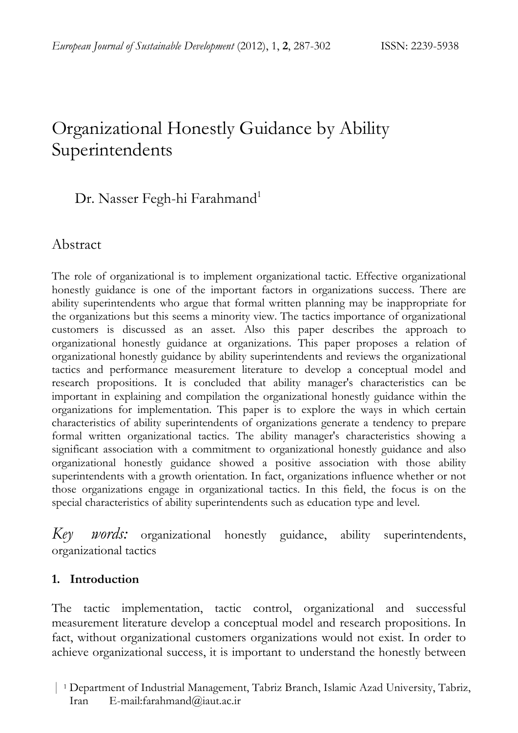# Organizational Honestly Guidance by Ability Superintendents

Dr. Nasser Fegh-hi Farahmand[1]

## Abstract

The role of organizational is to implement organizational tactic. Effective organizational honestly guidance is one of the important factors in organizations success. There are ability superintendents who argue that formal written planning may be inappropriate for the organizations but this seems a minority view. The tactics importance of organizational customers is discussed as an asset. Also this paper describes the approach to organizational honestly guidance at organizations. This paper proposes a relation of organizational honestly guidance by ability superintendents and reviews the organizational tactics and performance measurement literature to develop a conceptual model and research propositions. It is concluded that ability manager's characteristics can be important in explaining and compilation the organizational honestly guidance within the organizations for implementation. This paper is to explore the ways in which certain characteristics of ability superintendents of organizations generate a tendency to prepare formal written organizational tactics. The ability manager's characteristics showing a significant association with a commitment to organizational honestly guidance and also organizational honestly guidance showed a positive association with those ability superintendents with a growth orientation. In fact, organizations influence whether or not those organizations engage in organizational tactics. In this field, the focus is on the special characteristics of ability superintendents such as education type and level.

*Key words:* organizational honestly guidance, ability superintendents, organizational tactics

### 1. Introduction

The tactic implementation, tactic control, organizational and successful measurement literature develop a conceptual model and research propositions. In fact, without organizational customers organizations would not exist. In order to achieve organizational success, it is important to understand the honestly between

[1] Department of Industrial Management, Tabriz Branch, Islamic Azad University, Tabriz, Iran E-mail:farahmand@iaut.ac.ir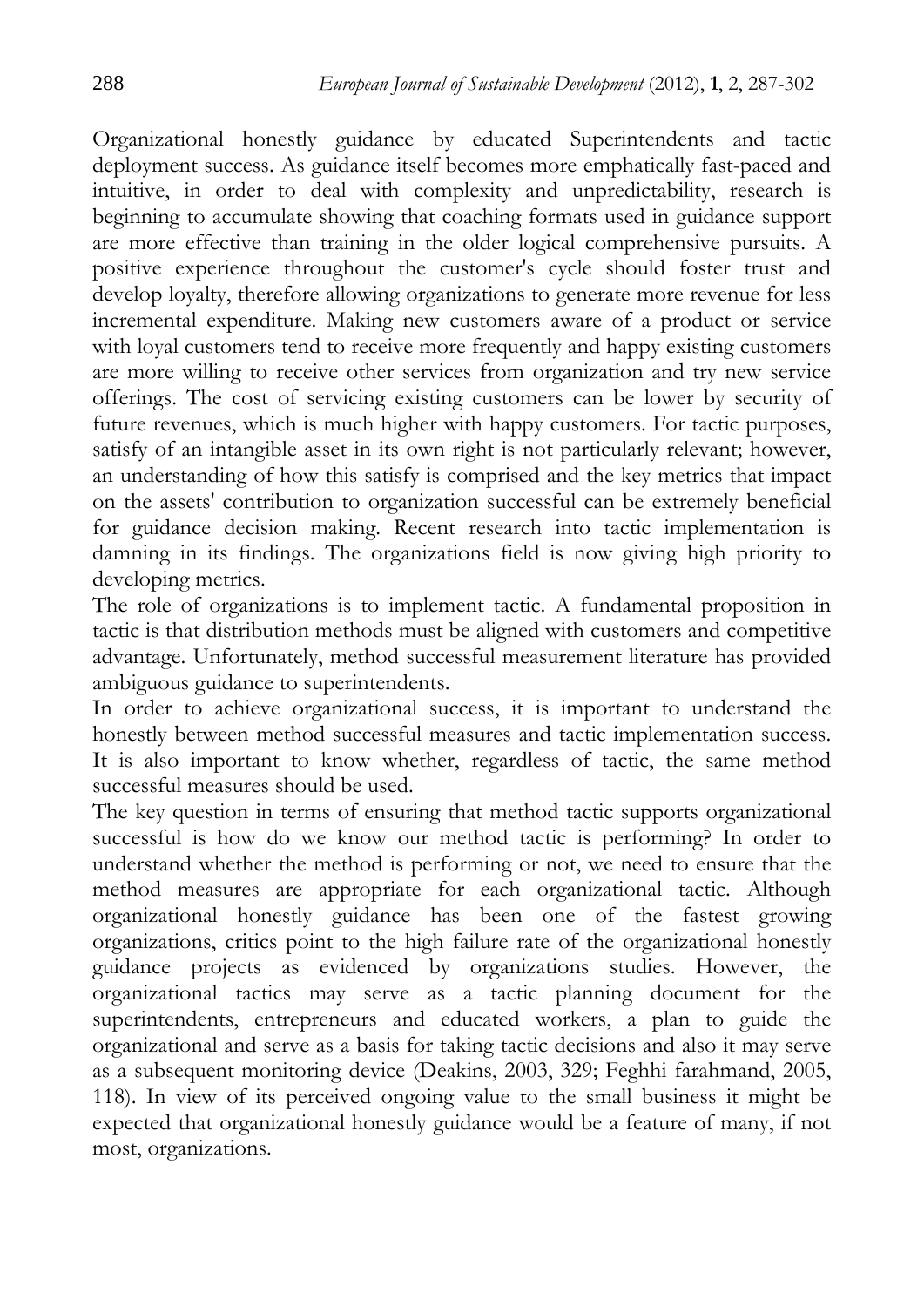Organizational honestly guidance by educated Superintendents and tactic deployment success. As guidance itself becomes more emphatically fast-paced and intuitive, in order to deal with complexity and unpredictability, research is beginning to accumulate showing that coaching formats used in guidance support are more effective than training in the older logical comprehensive pursuits. A positive experience throughout the customer's cycle should foster trust and develop loyalty, therefore allowing organizations to generate more revenue for less incremental expenditure. Making new customers aware of a product or service with loyal customers tend to receive more frequently and happy existing customers are more willing to receive other services from organization and try new service offerings. The cost of servicing existing customers can be lower by security of future revenues, which is much higher with happy customers. For tactic purposes, satisfy of an intangible asset in its own right is not particularly relevant; however, an understanding of how this satisfy is comprised and the key metrics that impact on the assets' contribution to organization successful can be extremely beneficial for guidance decision making. Recent research into tactic implementation is damning in its findings. The organizations field is now giving high priority to developing metrics.

The role of organizations is to implement tactic. A fundamental proposition in tactic is that distribution methods must be aligned with customers and competitive advantage. Unfortunately, method successful measurement literature has provided ambiguous guidance to superintendents.

In order to achieve organizational success, it is important to understand the honestly between method successful measures and tactic implementation success. It is also important to know whether, regardless of tactic, the same method successful measures should be used.

The key question in terms of ensuring that method tactic supports organizational successful is how do we know our method tactic is performing? In order to understand whether the method is performing or not, we need to ensure that the method measures are appropriate for each organizational tactic. Although organizational honestly guidance has been one of the fastest growing organizations, critics point to the high failure rate of the organizational honestly guidance projects as evidenced by organizations studies. However, the organizational tactics may serve as a tactic planning document for the superintendents, entrepreneurs and educated workers, a plan to guide the organizational and serve as a basis for taking tactic decisions and also it may serve as a subsequent monitoring device (Deakins, 2003, 329; Feghhi farahmand, 2005, 118). In view of its perceived ongoing value to the small business it might be expected that organizational honestly guidance would be a feature of many, if not most, organizations.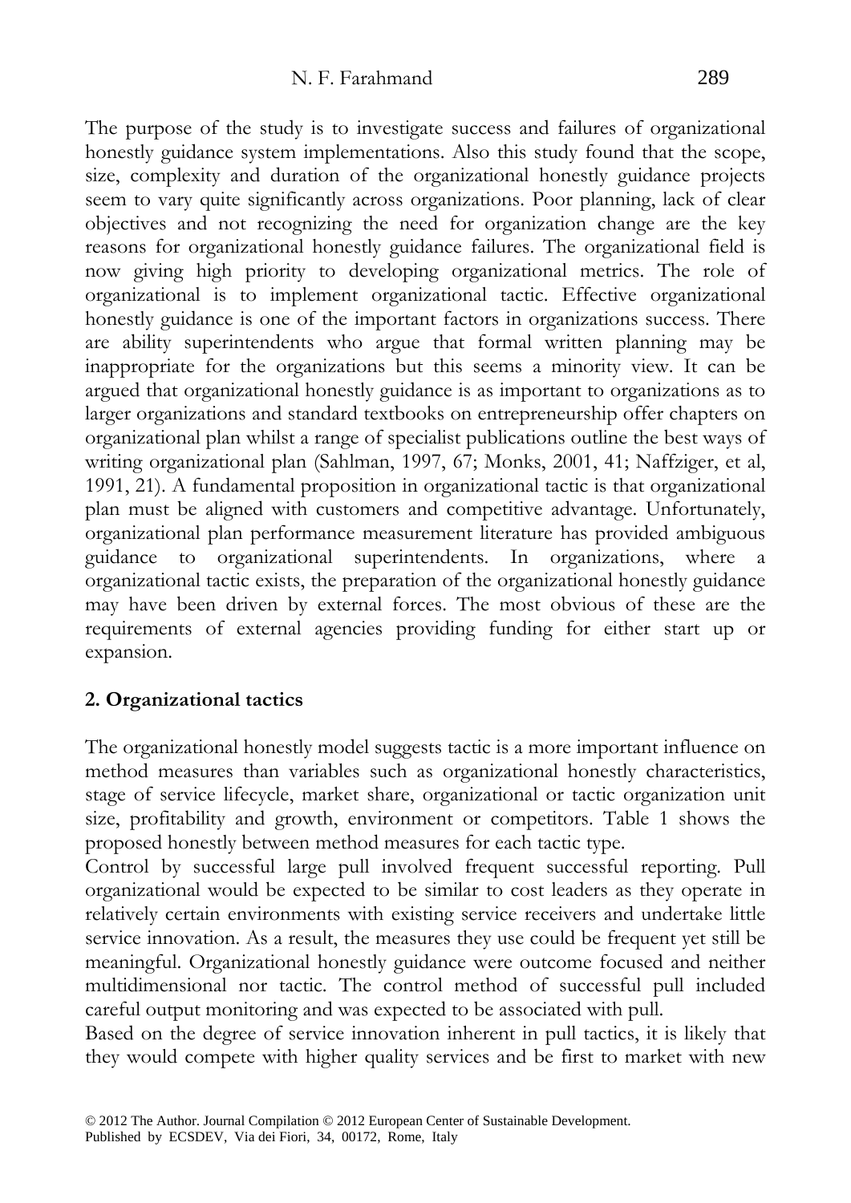The purpose of the study is to investigate success and failures of organizational honestly guidance system implementations. Also this study found that the scope, size, complexity and duration of the organizational honestly guidance projects seem to vary quite significantly across organizations. Poor planning, lack of clear objectives and not recognizing the need for organization change are the key reasons for organizational honestly guidance failures. The organizational field is now giving high priority to developing organizational metrics. The role of organizational is to implement organizational tactic. Effective organizational honestly guidance is one of the important factors in organizations success. There are ability superintendents who argue that formal written planning may be inappropriate for the organizations but this seems a minority view. It can be argued that organizational honestly guidance is as important to organizations as to larger organizations and standard textbooks on entrepreneurship offer chapters on organizational plan whilst a range of specialist publications outline the best ways of writing organizational plan (Sahlman, 1997, 67; Monks, 2001, 41; Naffziger, et al, 1991, 21). A fundamental proposition in organizational tactic is that organizational plan must be aligned with customers and competitive advantage. Unfortunately, organizational plan performance measurement literature has provided ambiguous guidance to organizational superintendents. In organizations, where a organizational tactic exists, the preparation of the organizational honestly guidance may have been driven by external forces. The most obvious of these are the requirements of external agencies providing funding for either start up or expansion.

## 2. Organizational tactics

The organizational honestly model suggests tactic is a more important influence on method measures than variables such as organizational honestly characteristics, stage of service lifecycle, market share, organizational or tactic organization unit size, profitability and growth, environment or competitors. Table 1 shows the proposed honestly between method measures for each tactic type.

Control by successful large pull involved frequent successful reporting. Pull organizational would be expected to be similar to cost leaders as they operate in relatively certain environments with existing service receivers and undertake little service innovation. As a result, the measures they use could be frequent yet still be meaningful. Organizational honestly guidance were outcome focused and neither multidimensional nor tactic. The control method of successful pull included careful output monitoring and was expected to be associated with pull.

Based on the degree of service innovation inherent in pull tactics, it is likely that they would compete with higher quality services and be first to market with new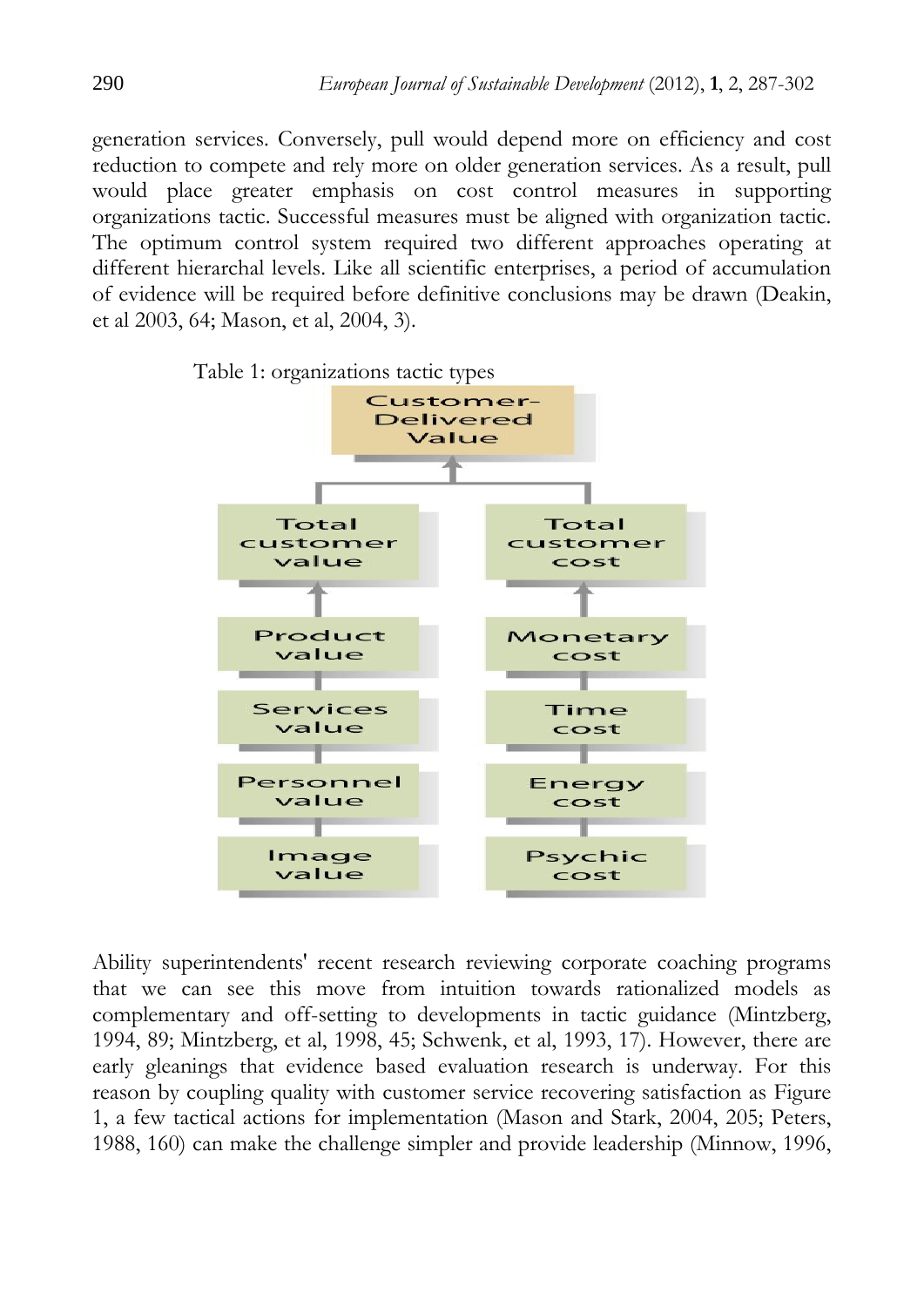generation services. Conversely, pull would depend more on efficiency and cost reduction to compete and rely more on older generation services. As a result, pull would place greater emphasis on cost control measures in supporting organizations tactic. Successful measures must be aligned with organization tactic. The optimum control system required two different approaches operating at different hierarchal levels. Like all scientific enterprises, a period of accumulation of evidence will be required before definitive conclusions may be drawn (Deakin, et al 2003, 64; Mason, et al, 2004, 3).

Table 1: organizations tactic types

| Customer-Delivered Value | |
|---|---|
| Total customer value | Total customer cost |
| Product value | Monetary cost |
| Services value | Time cost |
| Personnel value | Energy cost |
| Image value | Psychic cost |

Ability superintendents' recent research reviewing corporate coaching programs that we can see this move from intuition towards rationalized models as complementary and off-setting to developments in tactic guidance (Mintzberg, 1994, 89; Mintzberg, et al, 1998, 45; Schwenk, et al, 1993, 17). However, there are early gleanings that evidence based evaluation research is underway. For this reason by coupling quality with customer service recovering satisfaction as Figure 1, a few tactical actions for implementation (Mason and Stark, 2004, 205; Peters, 1988, 160) can make the challenge simpler and provide leadership (Minnow, 1996,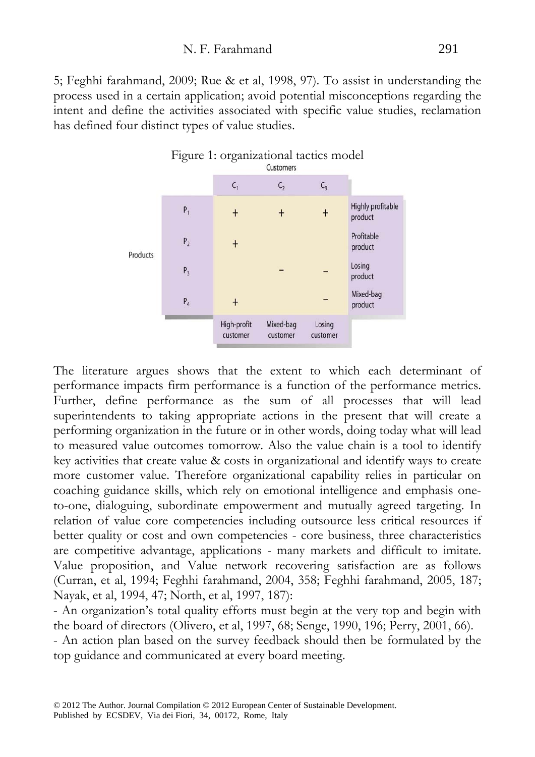5; Feghhi farahmand, 2009; Rue & et al, 1998, 97). To assist in understanding the process used in a certain application; avoid potential misconceptions regarding the intent and define the activities associated with specific value studies, reclamation has defined four distinct types of value studies.

Figure 1: organizational tactics model

| Products | $C_1$ | $C_2$ | $C_3$ | |
|---|---|---|---|---|
| $P_1$ | + | + | + | Highly profitable product |
| $P_2$ | + | | | Profitable product |
| $P_3$ | | – | – | Losing product |
| $P_4$ | + | | – | Mixed-bag product |
| | High-profit customer | Mixed-bag customer | Losing customer | |

Customers

The literature argues shows that the extent to which each determinant of performance impacts firm performance is a function of the performance metrics. Further, define performance as the sum of all processes that will lead superintendents to taking appropriate actions in the present that will create a performing organization in the future or in other words, doing today what will lead to measured value outcomes tomorrow. Also the value chain is a tool to identify key activities that create value & costs in organizational and identify ways to create more customer value. Therefore organizational capability relies in particular on coaching guidance skills, which rely on emotional intelligence and emphasis one-to-one, dialoguing, subordinate empowerment and mutually agreed targeting. In relation of value core competencies including outsource less critical resources if better quality or cost and own competencies - core business, three characteristics are competitive advantage, applications - many markets and difficult to imitate. Value proposition, and Value network recovering satisfaction are as follows (Curran, et al, 1994; Feghhi farahmand, 2004, 358; Feghhi farahmand, 2005, 187; Nayak, et al, 1994, 47; North, et al, 1997, 187):

- An organization's total quality efforts must begin at the very top and begin with the board of directors (Olivero, et al, 1997, 68; Senge, 1990, 196; Perry, 2001, 66).
- An action plan based on the survey feedback should then be formulated by the top guidance and communicated at every board meeting.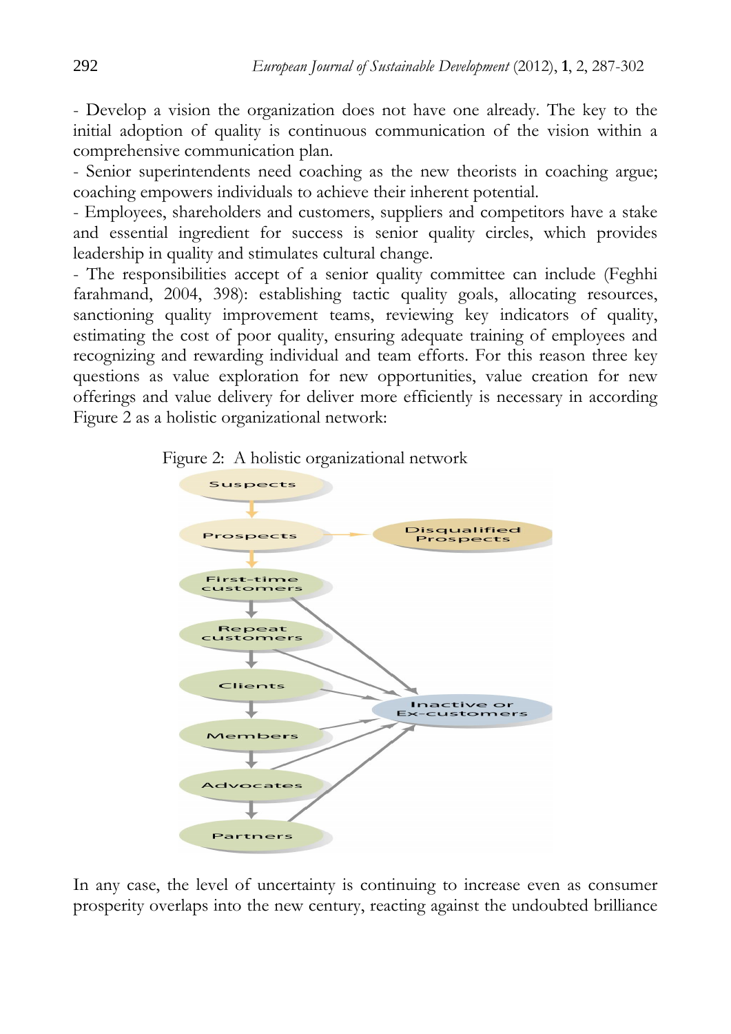- Develop a vision the organization does not have one already. The key to the initial adoption of quality is continuous communication of the vision within a comprehensive communication plan.

- Senior superintendents need coaching as the new theorists in coaching argue; coaching empowers individuals to achieve their inherent potential.

- Employees, shareholders and customers, suppliers and competitors have a stake and essential ingredient for success is senior quality circles, which provides leadership in quality and stimulates cultural change.

- The responsibilities accept of a senior quality committee can include (Feghhi farahmand, 2004, 398): establishing tactic quality goals, allocating resources, sanctioning quality improvement teams, reviewing key indicators of quality, estimating the cost of poor quality, ensuring adequate training of employees and recognizing and rewarding individual and team efforts. For this reason three key questions as value exploration for new opportunities, value creation for new offerings and value delivery for deliver more efficiently is necessary in according Figure 2 as a holistic organizational network:

Figure 2: A holistic organizational network

Suspects → Prospects → First-time customers → Repeat customers → Clients → Members → Advocates → Partners

Prospects → Disqualified Prospects

First-time customers, Repeat customers, Clients, Members, Advocates, Partners → Inactive or Ex-customers

In any case, the level of uncertainty is continuing to increase even as consumer prosperity overlaps into the new century, reacting against the undoubted brilliance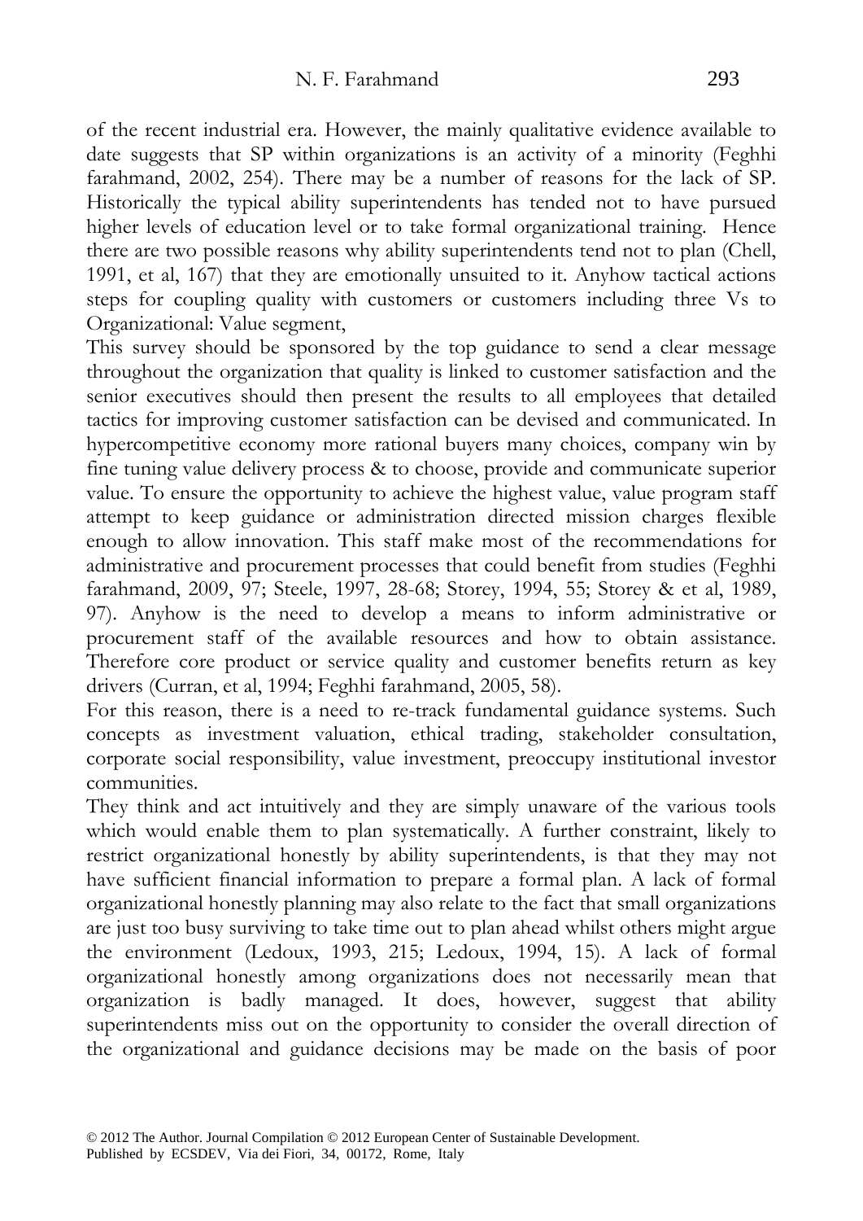of the recent industrial era. However, the mainly qualitative evidence available to date suggests that SP within organizations is an activity of a minority (Feghhi farahmand, 2002, 254). There may be a number of reasons for the lack of SP. Historically the typical ability superintendents has tended not to have pursued higher levels of education level or to take formal organizational training. Hence there are two possible reasons why ability superintendents tend not to plan (Chell, 1991, et al, 167) that they are emotionally unsuited to it. Anyhow tactical actions steps for coupling quality with customers or customers including three Vs to Organizational: Value segment,

This survey should be sponsored by the top guidance to send a clear message throughout the organization that quality is linked to customer satisfaction and the senior executives should then present the results to all employees that detailed tactics for improving customer satisfaction can be devised and communicated. In hypercompetitive economy more rational buyers many choices, company win by fine tuning value delivery process & to choose, provide and communicate superior value. To ensure the opportunity to achieve the highest value, value program staff attempt to keep guidance or administration directed mission charges flexible enough to allow innovation. This staff make most of the recommendations for administrative and procurement processes that could benefit from studies (Feghhi farahmand, 2009, 97; Steele, 1997, 28-68; Storey, 1994, 55; Storey & et al, 1989, 97). Anyhow is the need to develop a means to inform administrative or procurement staff of the available resources and how to obtain assistance. Therefore core product or service quality and customer benefits return as key drivers (Curran, et al, 1994; Feghhi farahmand, 2005, 58).

For this reason, there is a need to re-track fundamental guidance systems. Such concepts as investment valuation, ethical trading, stakeholder consultation, corporate social responsibility, value investment, preoccupy institutional investor communities.

They think and act intuitively and they are simply unaware of the various tools which would enable them to plan systematically. A further constraint, likely to restrict organizational honestly by ability superintendents, is that they may not have sufficient financial information to prepare a formal plan. A lack of formal organizational honestly planning may also relate to the fact that small organizations are just too busy surviving to take time out to plan ahead whilst others might argue the environment (Ledoux, 1993, 215; Ledoux, 1994, 15). A lack of formal organizational honestly among organizations does not necessarily mean that organization is badly managed. It does, however, suggest that ability superintendents miss out on the opportunity to consider the overall direction of the organizational and guidance decisions may be made on the basis of poor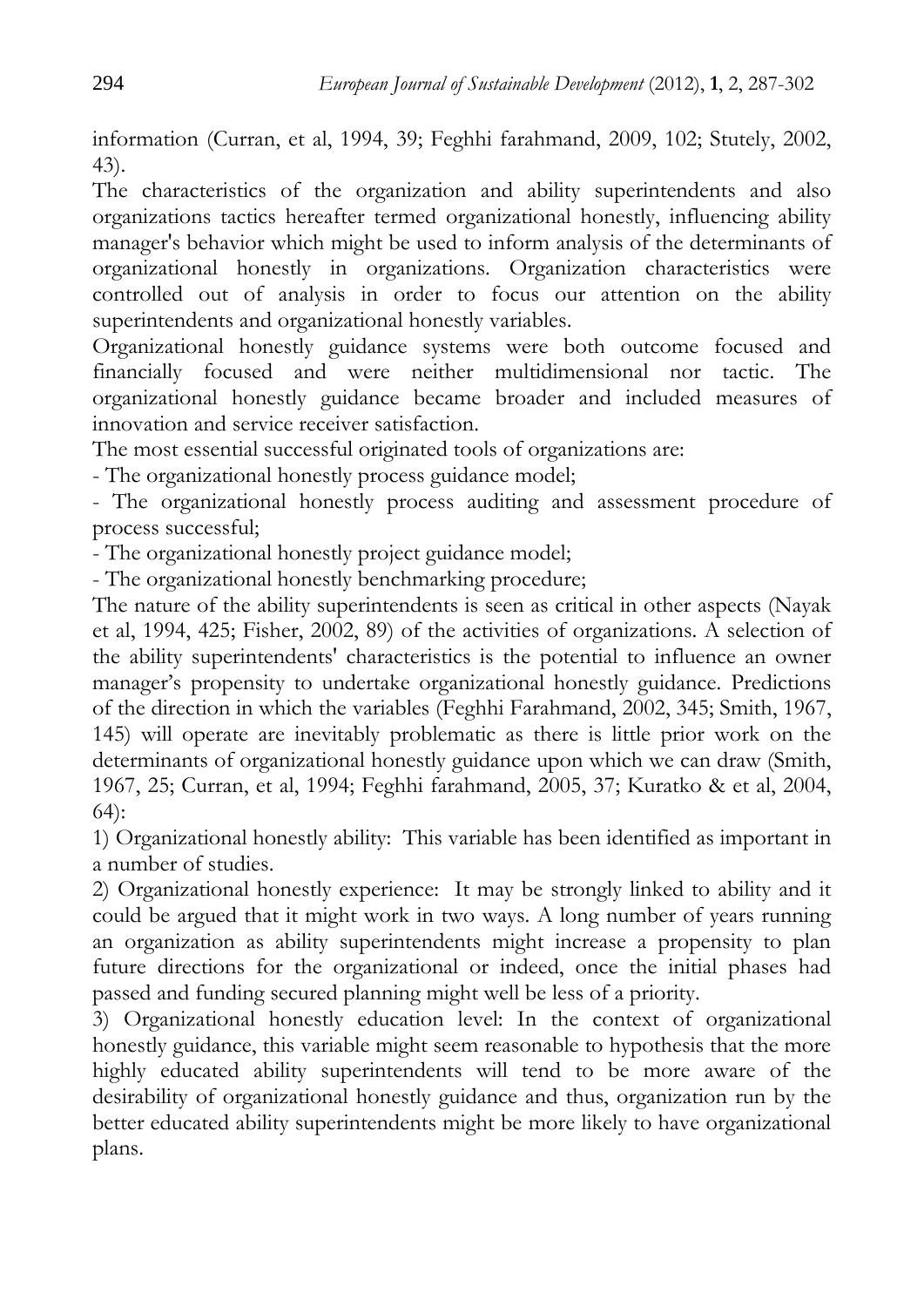information (Curran, et al, 1994, 39; Feghhi farahmand, 2009, 102; Stutely, 2002, 43).

The characteristics of the organization and ability superintendents and also organizations tactics hereafter termed organizational honestly, influencing ability manager's behavior which might be used to inform analysis of the determinants of organizational honestly in organizations. Organization characteristics were controlled out of analysis in order to focus our attention on the ability superintendents and organizational honestly variables.

Organizational honestly guidance systems were both outcome focused and financially focused and were neither multidimensional nor tactic. The organizational honestly guidance became broader and included measures of innovation and service receiver satisfaction.

The most essential successful originated tools of organizations are:

- The organizational honestly process guidance model;
- The organizational honestly process auditing and assessment procedure of process successful;
- The organizational honestly project guidance model;
- The organizational honestly benchmarking procedure;

The nature of the ability superintendents is seen as critical in other aspects (Nayak et al, 1994, 425; Fisher, 2002, 89) of the activities of organizations. A selection of the ability superintendents' characteristics is the potential to influence an owner manager's propensity to undertake organizational honestly guidance. Predictions of the direction in which the variables (Feghhi Farahmand, 2002, 345; Smith, 1967, 145) will operate are inevitably problematic as there is little prior work on the determinants of organizational honestly guidance upon which we can draw (Smith, 1967, 25; Curran, et al, 1994; Feghhi farahmand, 2005, 37; Kuratko & et al, 2004, 64):

1) Organizational honestly ability: This variable has been identified as important in a number of studies.

2) Organizational honestly experience: It may be strongly linked to ability and it could be argued that it might work in two ways. A long number of years running an organization as ability superintendents might increase a propensity to plan future directions for the organizational or indeed, once the initial phases had passed and funding secured planning might well be less of a priority.

3) Organizational honestly education level: In the context of organizational honestly guidance, this variable might seem reasonable to hypothesis that the more highly educated ability superintendents will tend to be more aware of the desirability of organizational honestly guidance and thus, organization run by the better educated ability superintendents might be more likely to have organizational plans.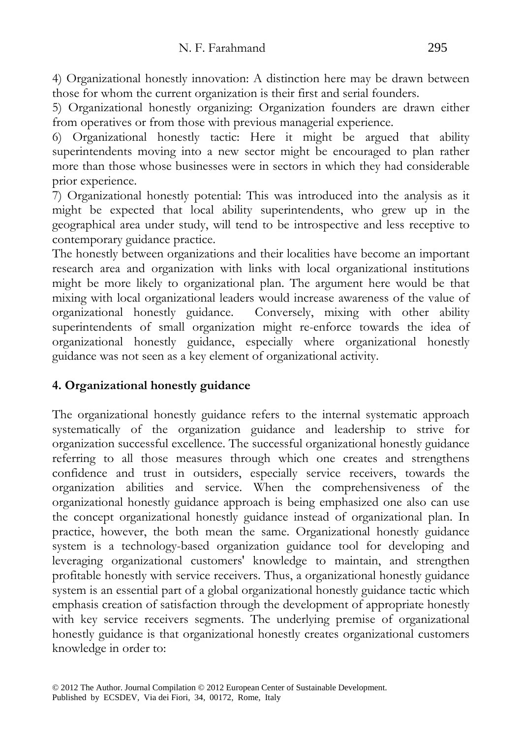4) Organizational honestly innovation: A distinction here may be drawn between those for whom the current organization is their first and serial founders.

5) Organizational honestly organizing: Organization founders are drawn either from operatives or from those with previous managerial experience.

6) Organizational honestly tactic: Here it might be argued that ability superintendents moving into a new sector might be encouraged to plan rather more than those whose businesses were in sectors in which they had considerable prior experience.

7) Organizational honestly potential: This was introduced into the analysis as it might be expected that local ability superintendents, who grew up in the geographical area under study, will tend to be introspective and less receptive to contemporary guidance practice.

The honestly between organizations and their localities have become an important research area and organization with links with local organizational institutions might be more likely to organizational plan. The argument here would be that mixing with local organizational leaders would increase awareness of the value of organizational honestly guidance. Conversely, mixing with other ability superintendents of small organization might re-enforce towards the idea of organizational honestly guidance, especially where organizational honestly guidance was not seen as a key element of organizational activity.

## 4. Organizational honestly guidance

The organizational honestly guidance refers to the internal systematic approach systematically of the organization guidance and leadership to strive for organization successful excellence. The successful organizational honestly guidance referring to all those measures through which one creates and strengthens confidence and trust in outsiders, especially service receivers, towards the organization abilities and service. When the comprehensiveness of the organizational honestly guidance approach is being emphasized one also can use the concept organizational honestly guidance instead of organizational plan. In practice, however, the both mean the same. Organizational honestly guidance system is a technology-based organization guidance tool for developing and leveraging organizational customers' knowledge to maintain, and strengthen profitable honestly with service receivers. Thus, a organizational honestly guidance system is an essential part of a global organizational honestly guidance tactic which emphasis creation of satisfaction through the development of appropriate honestly with key service receivers segments. The underlying premise of organizational honestly guidance is that organizational honestly creates organizational customers knowledge in order to: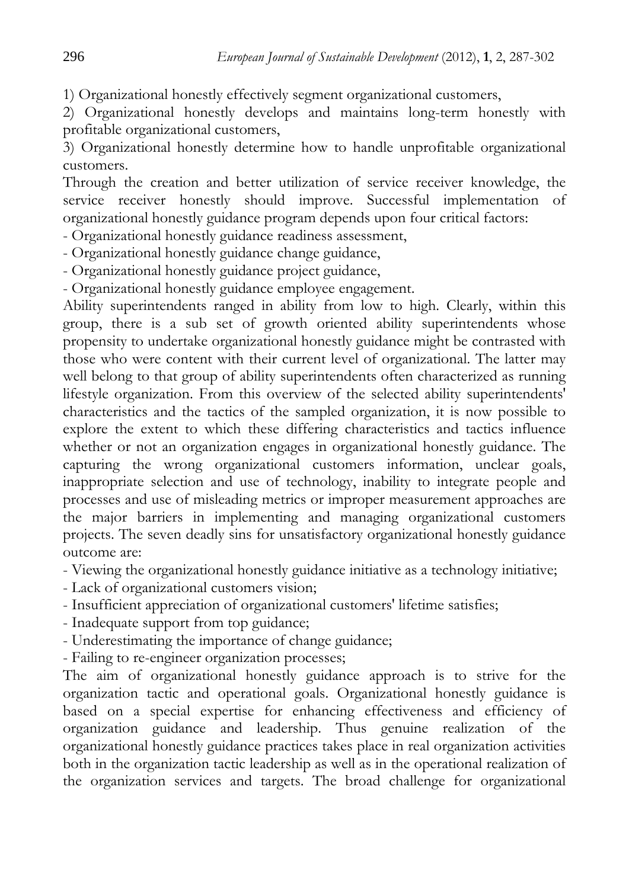1) Organizational honestly effectively segment organizational customers,

2) Organizational honestly develops and maintains long-term honestly with profitable organizational customers,

3) Organizational honestly determine how to handle unprofitable organizational customers.

Through the creation and better utilization of service receiver knowledge, the service receiver honestly should improve. Successful implementation of organizational honestly guidance program depends upon four critical factors:

- Organizational honestly guidance readiness assessment,
- Organizational honestly guidance change guidance,
- Organizational honestly guidance project guidance,
- Organizational honestly guidance employee engagement.

Ability superintendents ranged in ability from low to high. Clearly, within this group, there is a sub set of growth oriented ability superintendents whose propensity to undertake organizational honestly guidance might be contrasted with those who were content with their current level of organizational. The latter may well belong to that group of ability superintendents often characterized as running lifestyle organization. From this overview of the selected ability superintendents' characteristics and the tactics of the sampled organization, it is now possible to explore the extent to which these differing characteristics and tactics influence whether or not an organization engages in organizational honestly guidance. The capturing the wrong organizational customers information, unclear goals, inappropriate selection and use of technology, inability to integrate people and processes and use of misleading metrics or improper measurement approaches are the major barriers in implementing and managing organizational customers projects. The seven deadly sins for unsatisfactory organizational honestly guidance outcome are:

- Viewing the organizational honestly guidance initiative as a technology initiative;
- Lack of organizational customers vision;
- Insufficient appreciation of organizational customers' lifetime satisfies;
- Inadequate support from top guidance;
- Underestimating the importance of change guidance;
- Failing to re-engineer organization processes;

The aim of organizational honestly guidance approach is to strive for the organization tactic and operational goals. Organizational honestly guidance is based on a special expertise for enhancing effectiveness and efficiency of organization guidance and leadership. Thus genuine realization of the organizational honestly guidance practices takes place in real organization activities both in the organization tactic leadership as well as in the operational realization of the organization services and targets. The broad challenge for organizational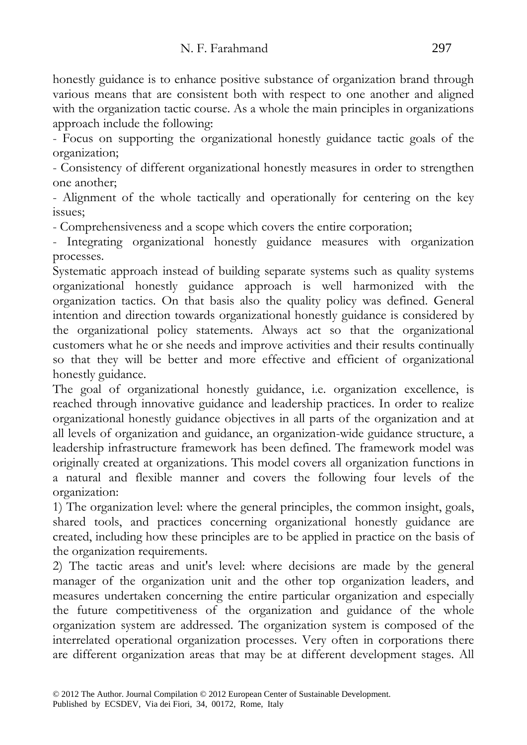honestly guidance is to enhance positive substance of organization brand through various means that are consistent both with respect to one another and aligned with the organization tactic course. As a whole the main principles in organizations approach include the following:

- Focus on supporting the organizational honestly guidance tactic goals of the organization;
- Consistency of different organizational honestly measures in order to strengthen one another;
- Alignment of the whole tactically and operationally for centering on the key issues;
- Comprehensiveness and a scope which covers the entire corporation;
- Integrating organizational honestly guidance measures with organization processes.

Systematic approach instead of building separate systems such as quality systems organizational honestly guidance approach is well harmonized with the organization tactics. On that basis also the quality policy was defined. General intention and direction towards organizational honestly guidance is considered by the organizational policy statements. Always act so that the organizational customers what he or she needs and improve activities and their results continually so that they will be better and more effective and efficient of organizational honestly guidance.

The goal of organizational honestly guidance, i.e. organization excellence, is reached through innovative guidance and leadership practices. In order to realize organizational honestly guidance objectives in all parts of the organization and at all levels of organization and guidance, an organization-wide guidance structure, a leadership infrastructure framework has been defined. The framework model was originally created at organizations. This model covers all organization functions in a natural and flexible manner and covers the following four levels of the organization:

1) The organization level: where the general principles, the common insight, goals, shared tools, and practices concerning organizational honestly guidance are created, including how these principles are to be applied in practice on the basis of the organization requirements.

2) The tactic areas and unit's level: where decisions are made by the general manager of the organization unit and the other top organization leaders, and measures undertaken concerning the entire particular organization and especially the future competitiveness of the organization and guidance of the whole organization system are addressed. The organization system is composed of the interrelated operational organization processes. Very often in corporations there are different organization areas that may be at different development stages. All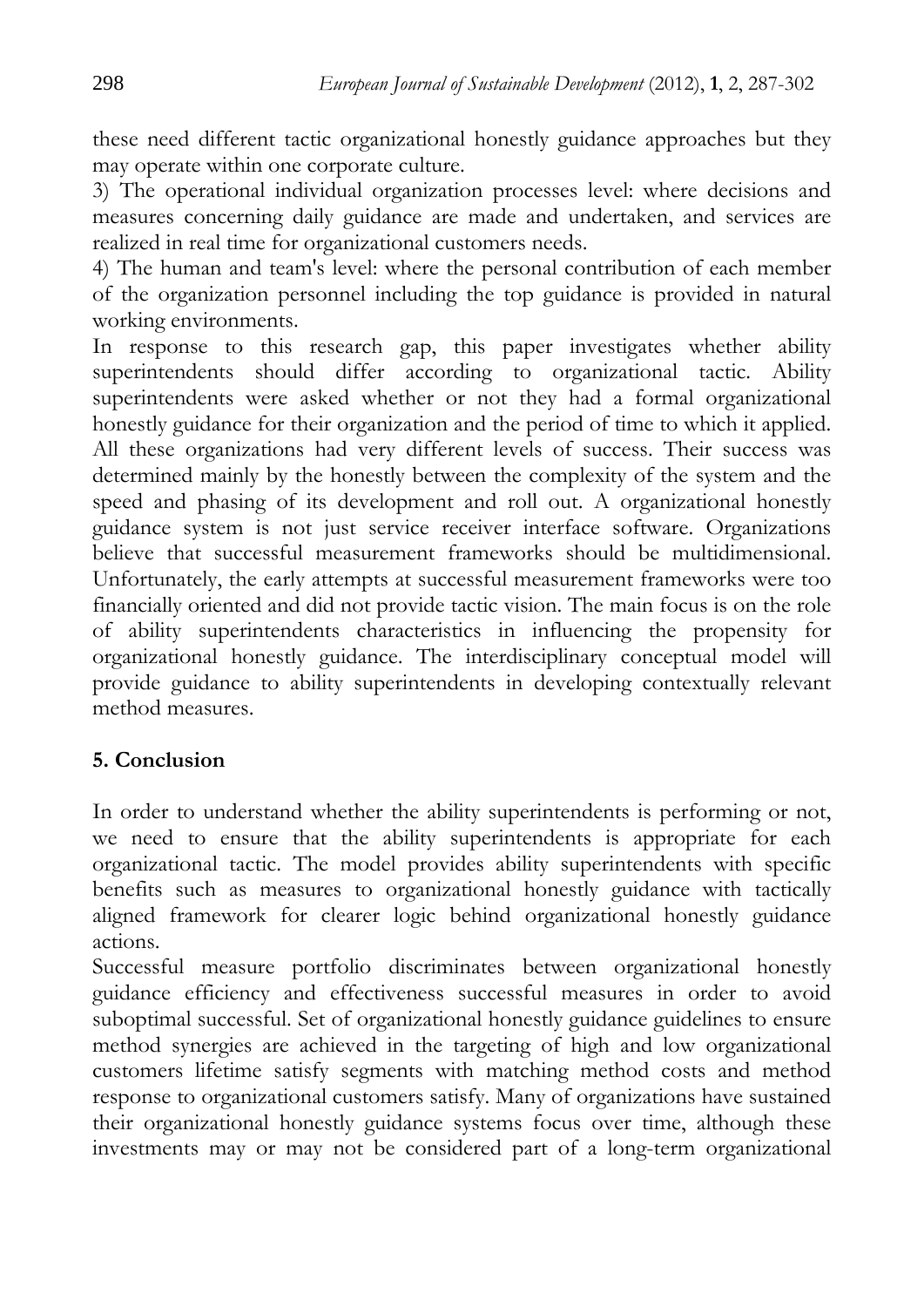these need different tactic organizational honestly guidance approaches but they may operate within one corporate culture.

3) The operational individual organization processes level: where decisions and measures concerning daily guidance are made and undertaken, and services are realized in real time for organizational customers needs.

4) The human and team's level: where the personal contribution of each member of the organization personnel including the top guidance is provided in natural working environments.

In response to this research gap, this paper investigates whether ability superintendents should differ according to organizational tactic. Ability superintendents were asked whether or not they had a formal organizational honestly guidance for their organization and the period of time to which it applied. All these organizations had very different levels of success. Their success was determined mainly by the honestly between the complexity of the system and the speed and phasing of its development and roll out. A organizational honestly guidance system is not just service receiver interface software. Organizations believe that successful measurement frameworks should be multidimensional. Unfortunately, the early attempts at successful measurement frameworks were too financially oriented and did not provide tactic vision. The main focus is on the role of ability superintendents characteristics in influencing the propensity for organizational honestly guidance. The interdisciplinary conceptual model will provide guidance to ability superintendents in developing contextually relevant method measures.

## 5. Conclusion

In order to understand whether the ability superintendents is performing or not, we need to ensure that the ability superintendents is appropriate for each organizational tactic. The model provides ability superintendents with specific benefits such as measures to organizational honestly guidance with tactically aligned framework for clearer logic behind organizational honestly guidance actions.

Successful measure portfolio discriminates between organizational honestly guidance efficiency and effectiveness successful measures in order to avoid suboptimal successful. Set of organizational honestly guidance guidelines to ensure method synergies are achieved in the targeting of high and low organizational customers lifetime satisfy segments with matching method costs and method response to organizational customers satisfy. Many of organizations have sustained their organizational honestly guidance systems focus over time, although these investments may or may not be considered part of a long-term organizational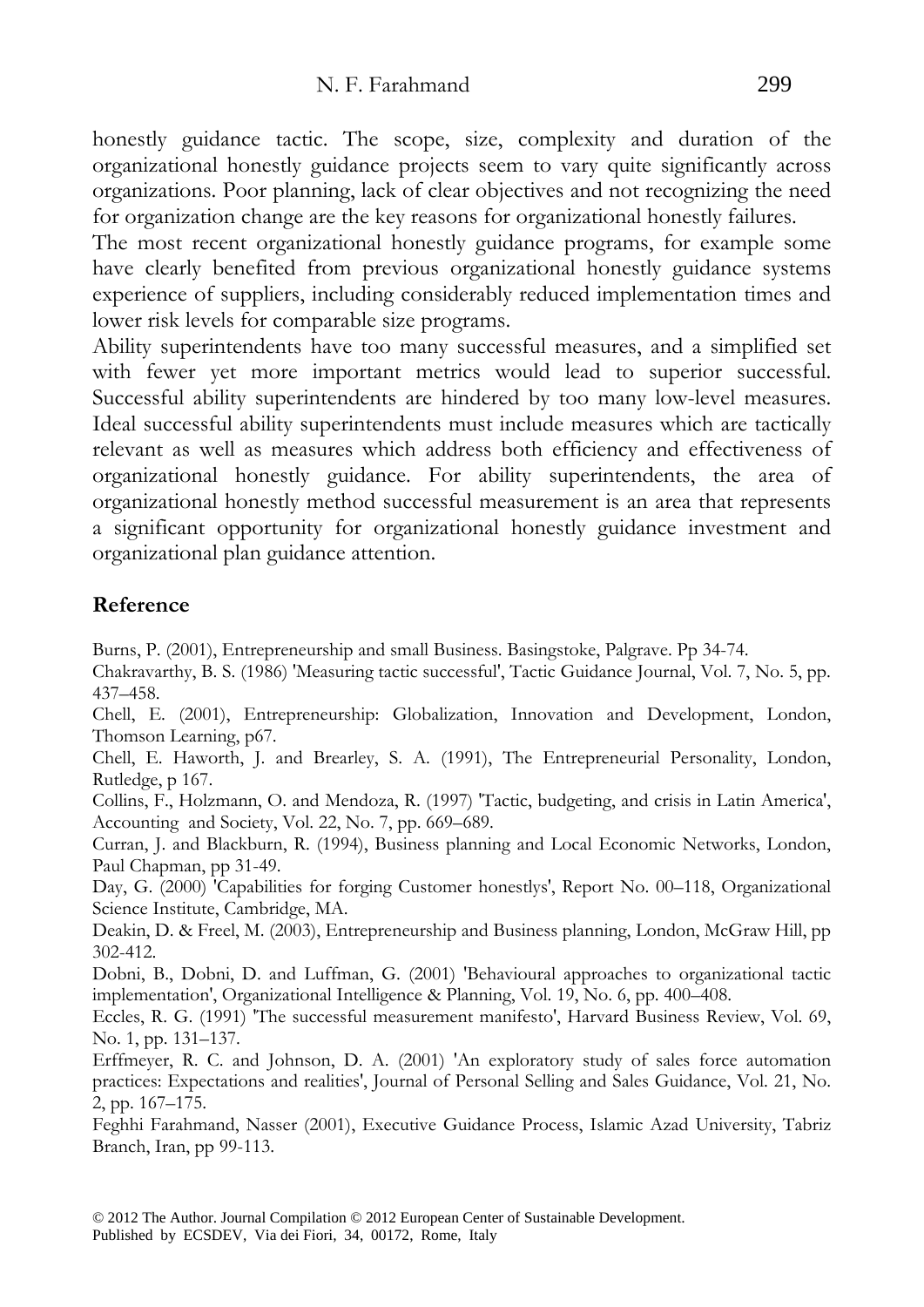honestly guidance tactic. The scope, size, complexity and duration of the organizational honestly guidance projects seem to vary quite significantly across organizations. Poor planning, lack of clear objectives and not recognizing the need for organization change are the key reasons for organizational honestly failures.

The most recent organizational honestly guidance programs, for example some have clearly benefited from previous organizational honestly guidance systems experience of suppliers, including considerably reduced implementation times and lower risk levels for comparable size programs.

Ability superintendents have too many successful measures, and a simplified set with fewer yet more important metrics would lead to superior successful. Successful ability superintendents are hindered by too many low-level measures. Ideal successful ability superintendents must include measures which are tactically relevant as well as measures which address both efficiency and effectiveness of organizational honestly guidance. For ability superintendents, the area of organizational honestly method successful measurement is an area that represents a significant opportunity for organizational honestly guidance investment and organizational plan guidance attention.

## Reference

Burns, P. (2001), Entrepreneurship and small Business. Basingstoke, Palgrave. Pp 34-74.

Chakravarthy, B. S. (1986) 'Measuring tactic successful', Tactic Guidance Journal, Vol. 7, No. 5, pp. 437–458.

Chell, E. (2001), Entrepreneurship: Globalization, Innovation and Development, London, Thomson Learning, p67.

Chell, E. Haworth, J. and Brearley, S. A. (1991), The Entrepreneurial Personality, London, Rutledge, p 167.

Collins, F., Holzmann, O. and Mendoza, R. (1997) 'Tactic, budgeting, and crisis in Latin America', Accounting and Society, Vol. 22, No. 7, pp. 669–689.

Curran, J. and Blackburn, R. (1994), Business planning and Local Economic Networks, London, Paul Chapman, pp 31-49.

Day, G. (2000) 'Capabilities for forging Customer honestlys', Report No. 00–118, Organizational Science Institute, Cambridge, MA.

Deakin, D. & Freel, M. (2003), Entrepreneurship and Business planning, London, McGraw Hill, pp 302-412.

Dobni, B., Dobni, D. and Luffman, G. (2001) 'Behavioural approaches to organizational tactic implementation', Organizational Intelligence & Planning, Vol. 19, No. 6, pp. 400–408.

Eccles, R. G. (1991) 'The successful measurement manifesto', Harvard Business Review, Vol. 69, No. 1, pp. 131–137.

Erffmeyer, R. C. and Johnson, D. A. (2001) 'An exploratory study of sales force automation practices: Expectations and realities', Journal of Personal Selling and Sales Guidance, Vol. 21, No. 2, pp. 167–175.

Feghhi Farahmand, Nasser (2001), Executive Guidance Process, Islamic Azad University, Tabriz Branch, Iran, pp 99-113.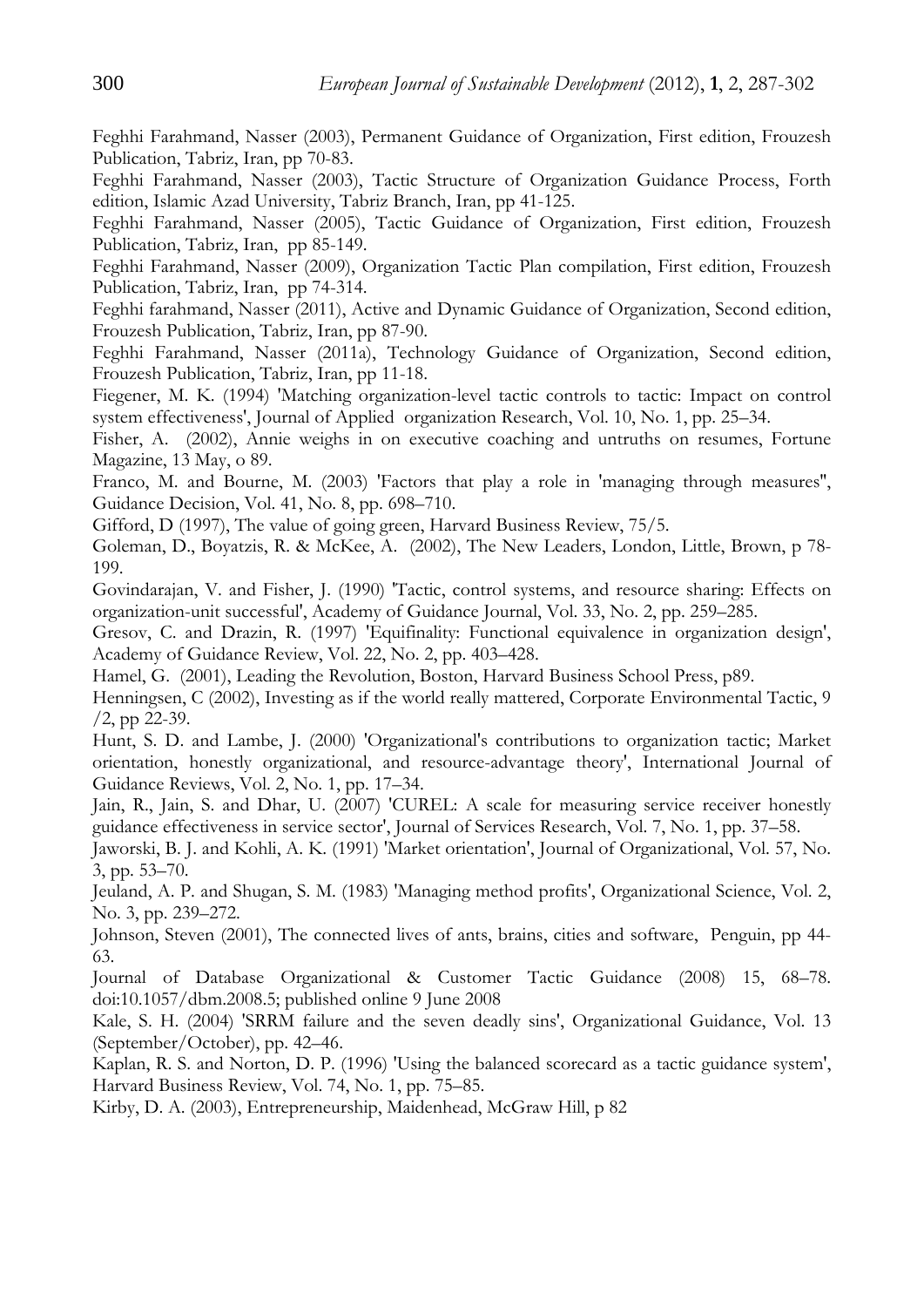Feghhi Farahmand, Nasser (2003), Permanent Guidance of Organization, First edition, Frouzesh Publication, Tabriz, Iran, pp 70-83.

Feghhi Farahmand, Nasser (2003), Tactic Structure of Organization Guidance Process, Forth edition, Islamic Azad University, Tabriz Branch, Iran, pp 41-125.

Feghhi Farahmand, Nasser (2005), Tactic Guidance of Organization, First edition, Frouzesh Publication, Tabriz, Iran, pp 85-149.

Feghhi Farahmand, Nasser (2009), Organization Tactic Plan compilation, First edition, Frouzesh Publication, Tabriz, Iran, pp 74-314.

Feghhi farahmand, Nasser (2011), Active and Dynamic Guidance of Organization, Second edition, Frouzesh Publication, Tabriz, Iran, pp 87-90.

Feghhi Farahmand, Nasser (2011a), Technology Guidance of Organization, Second edition, Frouzesh Publication, Tabriz, Iran, pp 11-18.

Fiegener, M. K. (1994) 'Matching organization-level tactic controls to tactic: Impact on control system effectiveness', Journal of Applied organization Research, Vol. 10, No. 1, pp. 25–34.

Fisher, A. (2002), Annie weighs in on executive coaching and untruths on resumes, Fortune Magazine, 13 May, o 89.

Franco, M. and Bourne, M. (2003) 'Factors that play a role in 'managing through measures'', Guidance Decision, Vol. 41, No. 8, pp. 698–710.

Gifford, D (1997), The value of going green, Harvard Business Review, 75/5.

Goleman, D., Boyatzis, R. & McKee, A. (2002), The New Leaders, London, Little, Brown, p 78-199.

Govindarajan, V. and Fisher, J. (1990) 'Tactic, control systems, and resource sharing: Effects on organization-unit successful', Academy of Guidance Journal, Vol. 33, No. 2, pp. 259–285.

Gresov, C. and Drazin, R. (1997) 'Equifinality: Functional equivalence in organization design', Academy of Guidance Review, Vol. 22, No. 2, pp. 403–428.

Hamel, G. (2001), Leading the Revolution, Boston, Harvard Business School Press, p89.

Henningsen, C (2002), Investing as if the world really mattered, Corporate Environmental Tactic, 9 /2, pp 22-39.

Hunt, S. D. and Lambe, J. (2000) 'Organizational's contributions to organization tactic; Market orientation, honestly organizational, and resource-advantage theory', International Journal of Guidance Reviews, Vol. 2, No. 1, pp. 17–34.

Jain, R., Jain, S. and Dhar, U. (2007) 'CUREL: A scale for measuring service receiver honestly guidance effectiveness in service sector', Journal of Services Research, Vol. 7, No. 1, pp. 37–58.

Jaworski, B. J. and Kohli, A. K. (1991) 'Market orientation', Journal of Organizational, Vol. 57, No. 3, pp. 53–70.

Jeuland, A. P. and Shugan, S. M. (1983) 'Managing method profits', Organizational Science, Vol. 2, No. 3, pp. 239–272.

Johnson, Steven (2001), The connected lives of ants, brains, cities and software, Penguin, pp 44-63.

Journal of Database Organizational & Customer Tactic Guidance (2008) 15, 68–78. doi:10.1057/dbm.2008.5; published online 9 June 2008

Kale, S. H. (2004) 'SRRM failure and the seven deadly sins', Organizational Guidance, Vol. 13 (September/October), pp. 42–46.

Kaplan, R. S. and Norton, D. P. (1996) 'Using the balanced scorecard as a tactic guidance system', Harvard Business Review, Vol. 74, No. 1, pp. 75–85.

Kirby, D. A. (2003), Entrepreneurship, Maidenhead, McGraw Hill, p 82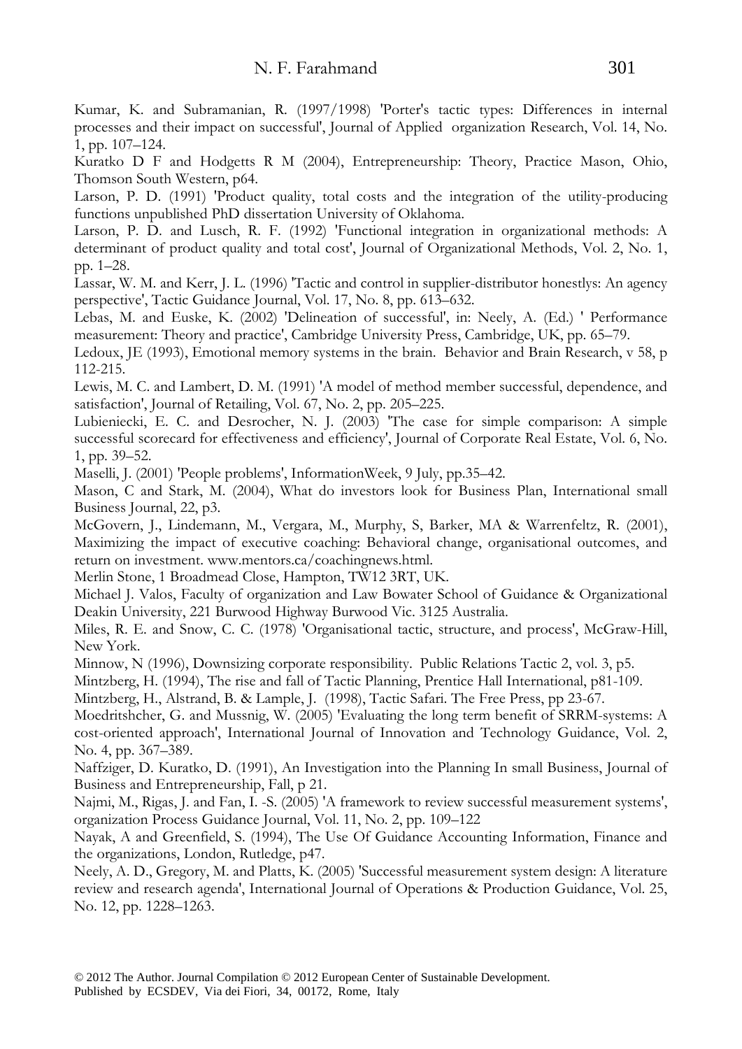Kumar, K. and Subramanian, R. (1997/1998) 'Porter's tactic types: Differences in internal processes and their impact on successful', Journal of Applied organization Research, Vol. 14, No. 1, pp. 107–124.

Kuratko D F and Hodgetts R M (2004), Entrepreneurship: Theory, Practice Mason, Ohio, Thomson South Western, p64.

Larson, P. D. (1991) 'Product quality, total costs and the integration of the utility-producing functions unpublished PhD dissertation University of Oklahoma.

Larson, P. D. and Lusch, R. F. (1992) 'Functional integration in organizational methods: A determinant of product quality and total cost', Journal of Organizational Methods, Vol. 2, No. 1, pp. 1–28.

Lassar, W. M. and Kerr, J. L. (1996) 'Tactic and control in supplier-distributor honestlys: An agency perspective', Tactic Guidance Journal, Vol. 17, No. 8, pp. 613–632.

Lebas, M. and Euske, K. (2002) 'Delineation of successful', in: Neely, A. (Ed.) ' Performance measurement: Theory and practice', Cambridge University Press, Cambridge, UK, pp. 65–79.

Ledoux, JE (1993), Emotional memory systems in the brain. Behavior and Brain Research, v 58, p 112-215.

Lewis, M. C. and Lambert, D. M. (1991) 'A model of method member successful, dependence, and satisfaction', Journal of Retailing, Vol. 67, No. 2, pp. 205–225.

Lubieniecki, E. C. and Desrocher, N. J. (2003) 'The case for simple comparison: A simple successful scorecard for effectiveness and efficiency', Journal of Corporate Real Estate, Vol. 6, No. 1, pp. 39–52.

Maselli, J. (2001) 'People problems', InformationWeek, 9 July, pp.35–42.

Mason, C and Stark, M. (2004), What do investors look for Business Plan, International small Business Journal, 22, p3.

McGovern, J., Lindemann, M., Vergara, M., Murphy, S, Barker, MA & Warrenfeltz, R. (2001), Maximizing the impact of executive coaching: Behavioral change, organisational outcomes, and return on investment. www.mentors.ca/coachingnews.html.

Merlin Stone, 1 Broadmead Close, Hampton, TW12 3RT, UK.

Michael J. Valos, Faculty of organization and Law Bowater School of Guidance & Organizational Deakin University, 221 Burwood Highway Burwood Vic. 3125 Australia.

Miles, R. E. and Snow, C. C. (1978) 'Organisational tactic, structure, and process', McGraw-Hill, New York.

Minnow, N (1996), Downsizing corporate responsibility. Public Relations Tactic 2, vol. 3, p5.

Mintzberg, H. (1994), The rise and fall of Tactic Planning, Prentice Hall International, p81-109.

Mintzberg, H., Alstrand, B. & Lample, J. (1998), Tactic Safari. The Free Press, pp 23-67.

Moedritshcher, G. and Mussnig, W. (2005) 'Evaluating the long term benefit of SRRM-systems: A cost-oriented approach', International Journal of Innovation and Technology Guidance, Vol. 2, No. 4, pp. 367–389.

Naffziger, D. Kuratko, D. (1991), An Investigation into the Planning In small Business, Journal of Business and Entrepreneurship, Fall, p 21.

Najmi, M., Rigas, J. and Fan, I. -S. (2005) 'A framework to review successful measurement systems', organization Process Guidance Journal, Vol. 11, No. 2, pp. 109–122

Nayak, A and Greenfield, S. (1994), The Use Of Guidance Accounting Information, Finance and the organizations, London, Rutledge, p47.

Neely, A. D., Gregory, M. and Platts, K. (2005) 'Successful measurement system design: A literature review and research agenda', International Journal of Operations & Production Guidance, Vol. 25, No. 12, pp. 1228–1263.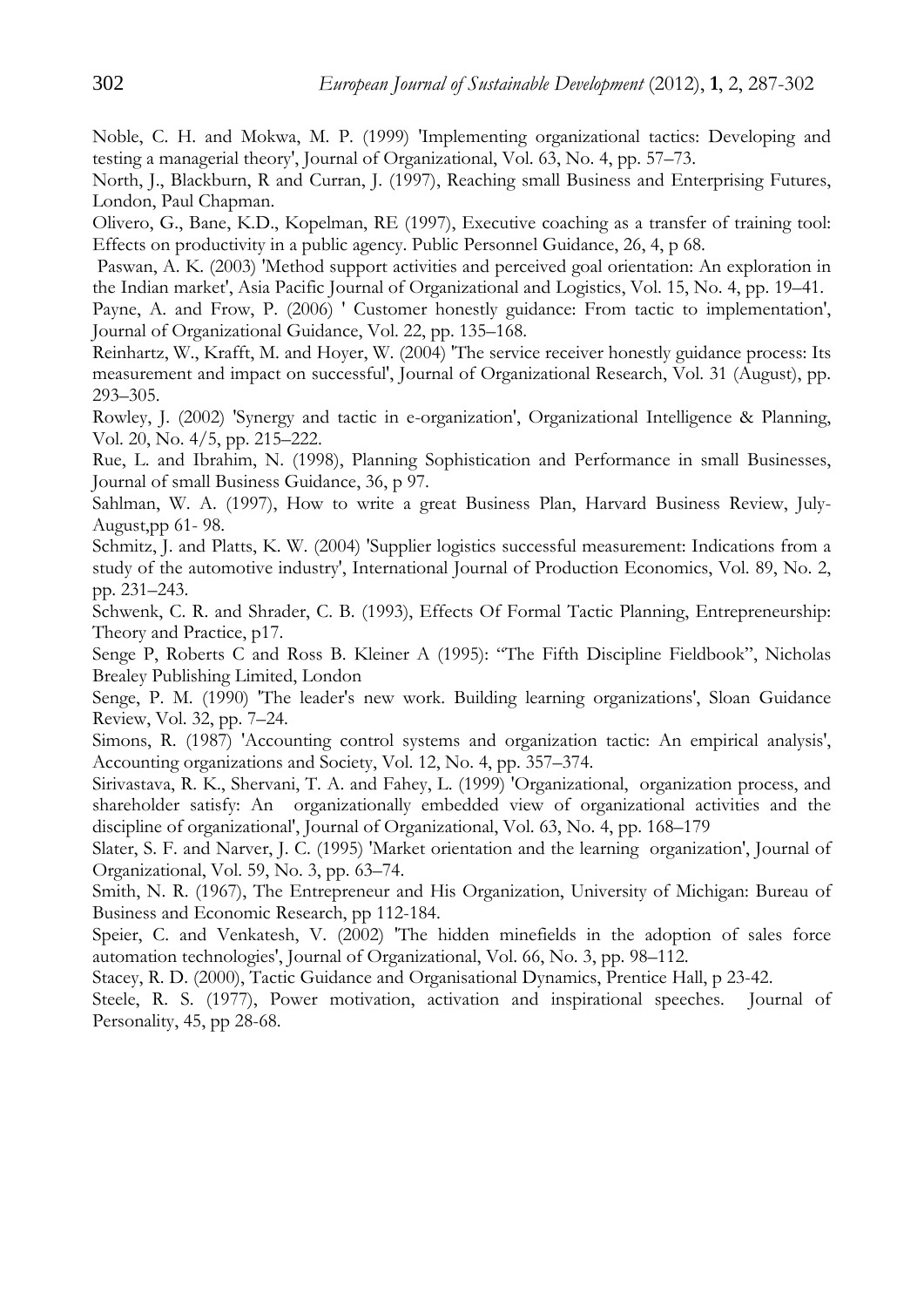Noble, C. H. and Mokwa, M. P. (1999) 'Implementing organizational tactics: Developing and testing a managerial theory', Journal of Organizational, Vol. 63, No. 4, pp. 57–73.

North, J., Blackburn, R and Curran, J. (1997), Reaching small Business and Enterprising Futures, London, Paul Chapman.

Olivero, G., Bane, K.D., Kopelman, RE (1997), Executive coaching as a transfer of training tool: Effects on productivity in a public agency. Public Personnel Guidance, 26, 4, p 68.

Paswan, A. K. (2003) 'Method support activities and perceived goal orientation: An exploration in the Indian market', Asia Pacific Journal of Organizational and Logistics, Vol. 15, No. 4, pp. 19–41.

Payne, A. and Frow, P. (2006) ' Customer honestly guidance: From tactic to implementation', Journal of Organizational Guidance, Vol. 22, pp. 135–168.

Reinhartz, W., Krafft, M. and Hoyer, W. (2004) 'The service receiver honestly guidance process: Its measurement and impact on successful', Journal of Organizational Research, Vol. 31 (August), pp. 293–305.

Rowley, J. (2002) 'Synergy and tactic in e-organization', Organizational Intelligence & Planning, Vol. 20, No. 4/5, pp. 215–222.

Rue, L. and Ibrahim, N. (1998), Planning Sophistication and Performance in small Businesses, Journal of small Business Guidance, 36, p 97.

Sahlman, W. A. (1997), How to write a great Business Plan, Harvard Business Review, July-August,pp 61- 98.

Schmitz, J. and Platts, K. W. (2004) 'Supplier logistics successful measurement: Indications from a study of the automotive industry', International Journal of Production Economics, Vol. 89, No. 2, pp. 231–243.

Schwenk, C. R. and Shrader, C. B. (1993), Effects Of Formal Tactic Planning, Entrepreneurship: Theory and Practice, p17.

Senge P, Roberts C and Ross B. Kleiner A (1995): "The Fifth Discipline Fieldbook", Nicholas Brealey Publishing Limited, London

Senge, P. M. (1990) 'The leader's new work. Building learning organizations', Sloan Guidance Review, Vol. 32, pp. 7–24.

Simons, R. (1987) 'Accounting control systems and organization tactic: An empirical analysis', Accounting organizations and Society, Vol. 12, No. 4, pp. 357–374.

Sirivastava, R. K., Shervani, T. A. and Fahey, L. (1999) 'Organizational, organization process, and shareholder satisfy: An organizationally embedded view of organizational activities and the discipline of organizational', Journal of Organizational, Vol. 63, No. 4, pp. 168–179

Slater, S. F. and Narver, J. C. (1995) 'Market orientation and the learning organization', Journal of Organizational, Vol. 59, No. 3, pp. 63–74.

Smith, N. R. (1967), The Entrepreneur and His Organization, University of Michigan: Bureau of Business and Economic Research, pp 112-184.

Speier, C. and Venkatesh, V. (2002) 'The hidden minefields in the adoption of sales force automation technologies', Journal of Organizational, Vol. 66, No. 3, pp. 98–112.

Stacey, R. D. (2000), Tactic Guidance and Organisational Dynamics, Prentice Hall, p 23-42.

Steele, R. S. (1977), Power motivation, activation and inspirational speeches. Journal of Personality, 45, pp 28-68.